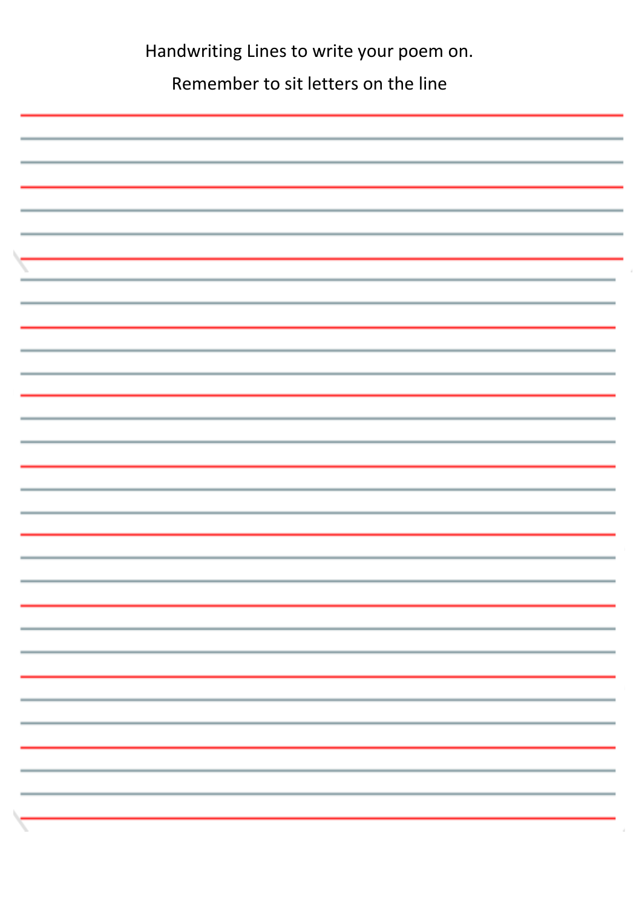Handwriting Lines to write your poem on.

Remember to sit letters on the line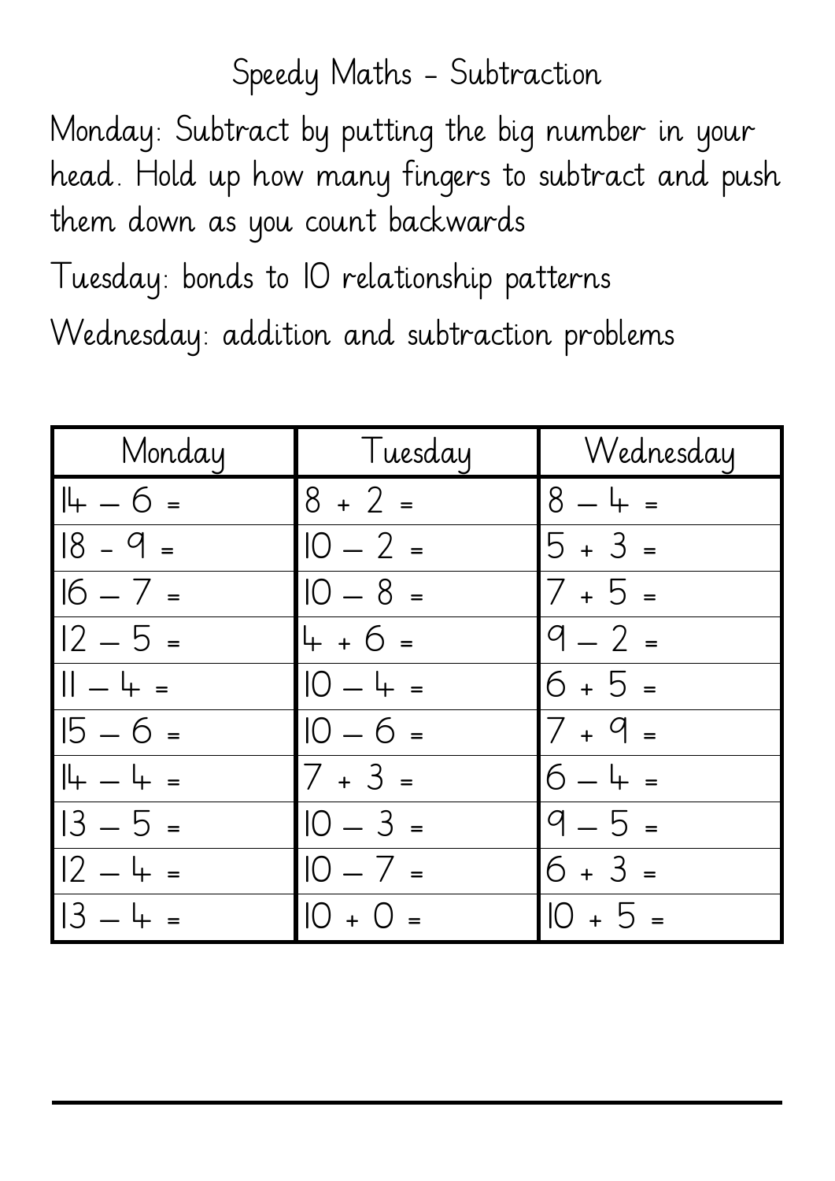# Speedy Maths - Subtraction

Monday: Subtract by putting the big number in your head. Hold up how many fingers to subtract and push them down as you count backwards

Tuesday: bonds to 10 relationship patterns

Wednesday: addition and subtraction problems

| Monday | Tuesday | Wednesday |
|---|---|---|
| $14 - 6 =$ | $8 + 2 =$ | $8 - 4 =$ |
| $18 - 9 =$ | $10 - 2 =$ | $5 + 3 =$ |
| $16 - 7 =$ | $10 - 8 =$ | $7 + 5 =$ |
| $12 - 5 =$ | $4 + 6 =$ | $9 - 2 =$ |
| $11 - 4 =$ | $10 - 4 =$ | $6 + 5 =$ |
| $15 - 6 =$ | $10 - 6 =$ | $7 + 9 =$ |
| $14 - 4 =$ | $7 + 3 =$ | $6 - 4 =$ |
| $13 - 5 =$ | $10 - 3 =$ | $9 - 5 =$ |
| $12 - 4 =$ | $10 - 7 =$ | $6 + 3 =$ |
| $13 - 4 =$ | $10 + 0 =$ | $10 + 5 =$ |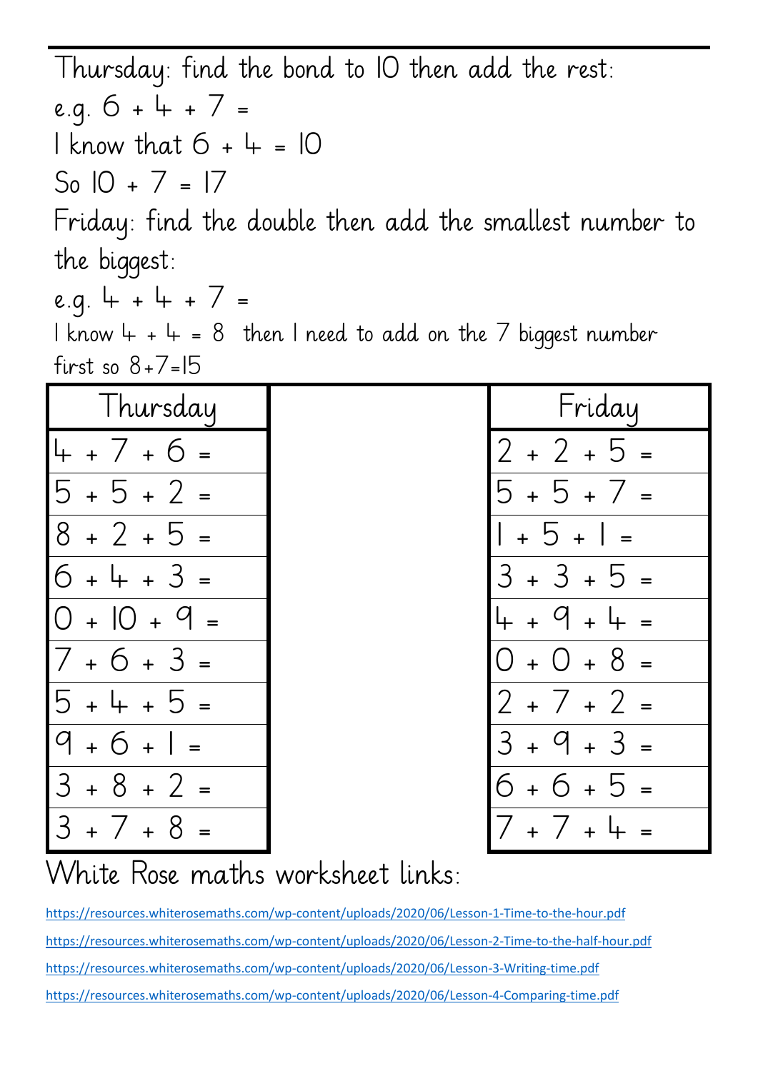Thursday: find the bond to 10 then add the rest:

e.g. $6 + 4 + 7 =$

I know that $6 + 4 = 10$

So $10 + 7 = 17$

Friday: find the double then add the smallest number to the biggest:

e.g. $4 + 4 + 7 =$

I know $4 + 4 = 8$ then I need to add on the 7 biggest number first so $8+7=15$

| Thursday | Friday |
|---|---|
| $4 + 7 + 6 =$ | $2 + 2 + 5 =$ |
| $5 + 5 + 2 =$ | $5 + 5 + 7 =$ |
| $8 + 2 + 5 =$ | $1 + 5 + 1 =$ |
| $6 + 4 + 3 =$ | $3 + 3 + 5 =$ |
| $0 + 10 + 9 =$ | $4 + 9 + 4 =$ |
| $7 + 6 + 3 =$ | $0 + 0 + 8 =$ |
| $5 + 4 + 5 =$ | $2 + 7 + 2 =$ |
| $9 + 6 + 1 =$ | $3 + 9 + 3 =$ |
| $3 + 8 + 2 =$ | $6 + 6 + 5 =$ |
| $3 + 7 + 8 =$ | $7 + 7 + 4 =$ |

White Rose maths worksheet links:

https://resources.whiterosemaths.com/wp-content/uploads/2020/06/Lesson-1-Time-to-the-hour.pdf

https://resources.whiterosemaths.com/wp-content/uploads/2020/06/Lesson-2-Time-to-the-half-hour.pdf

https://resources.whiterosemaths.com/wp-content/uploads/2020/06/Lesson-3-Writing-time.pdf

https://resources.whiterosemaths.com/wp-content/uploads/2020/06/Lesson-4-Comparing-time.pdf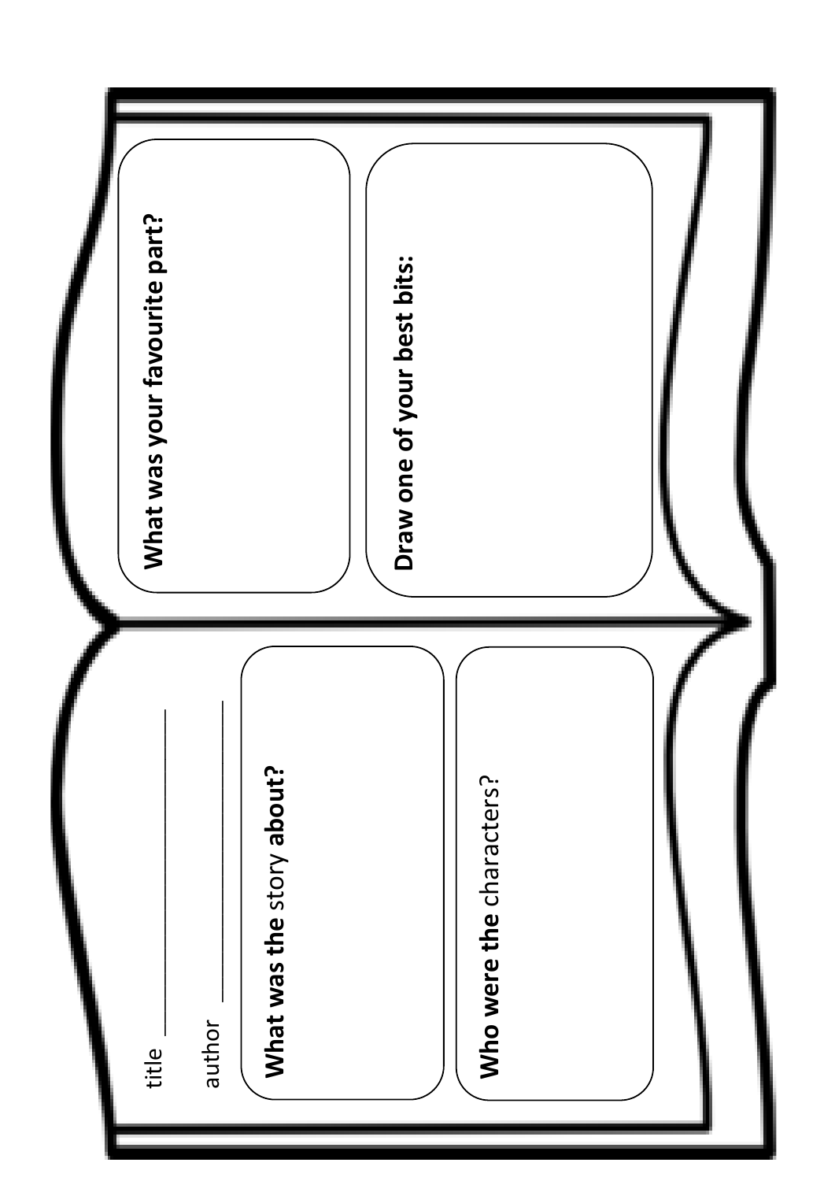title \_\_\_\_\_\_\_\_\_\_\_\_\_\_\_\_

author \_\_\_\_\_\_\_\_\_\_\_\_\_\_\_\_

**What was the** story **about?**

**Who were the** characters?

**What was your favourite part?**

**Draw one of your best bits:**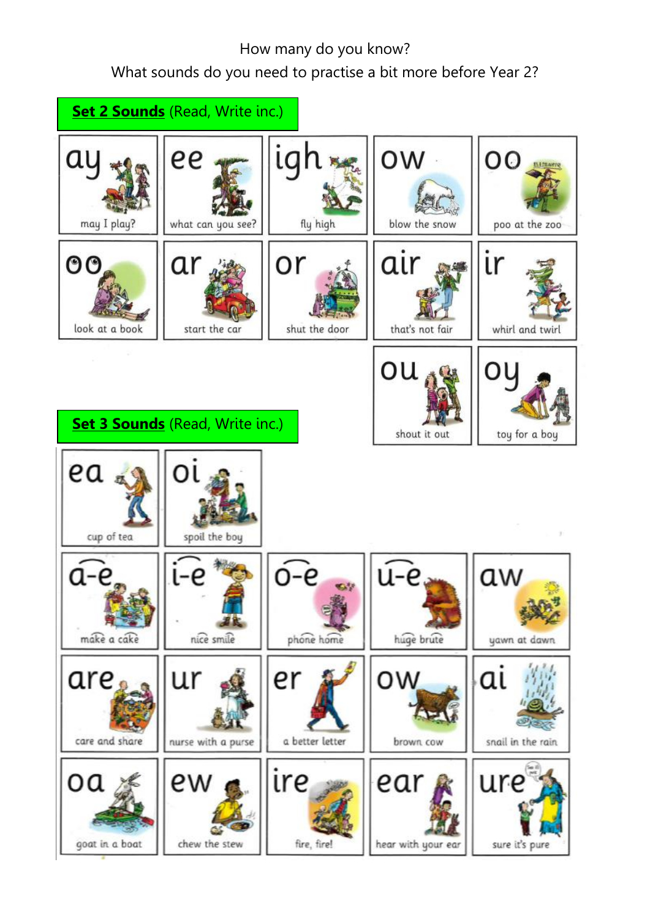How many do you know?

What sounds do you need to practise a bit more before Year 2?

**Set 2 Sounds** (Read, Write inc.)

| | | | | |
|---|---|---|---|---|
| ay<br>may I play? | ee<br>what can you see? | igh<br>fly high | ow<br>blow the snow | oo<br>poo at the zoo |
| oo<br>look at a book | ar<br>start the car | or<br>shut the door | air<br>that's not fair | ir<br>whirl and twirl |
| | | | ou<br>shout it out | oy<br>toy for a boy |

**Set 3 Sounds** (Read, Write inc.)

| | | | | |
|---|---|---|---|---|
| ea<br>cup of tea | oi<br>spoil the boy | | | |
| a-e<br>make a cake | i-e<br>nice smile | o-e<br>phone home | u-e<br>huge brute | aw<br>yawn at dawn |
| are<br>care and share | ur<br>nurse with a purse | er<br>a better letter | ow<br>brown cow | ai<br>snail in the rain |
| oa<br>goat in a boat | ew<br>chew the stew | ire<br>fire, fire! | ear<br>hear with your ear | ure<br>sure it's pure |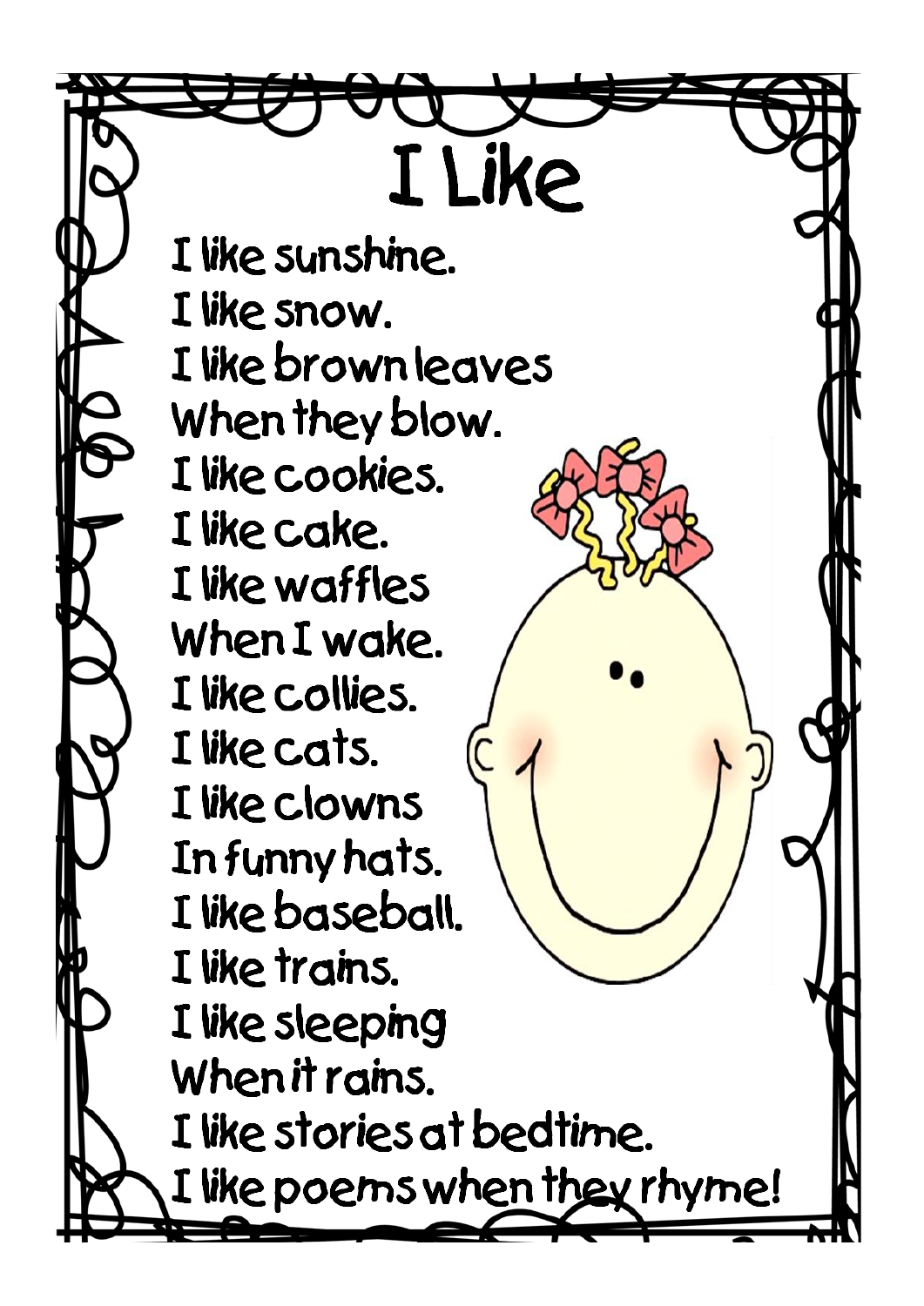# I Like

I like sunshine.
I like snow.
I like brown leaves
When they blow.
I like cookies.
I like cake.
I like waffles
When I wake.
I like collies.
I like cats.
I like clowns
In funny hats.
I like baseball.
I like trains.
I like sleeping
When it rains.
I like stories at bedtime.
I like poems when they rhyme!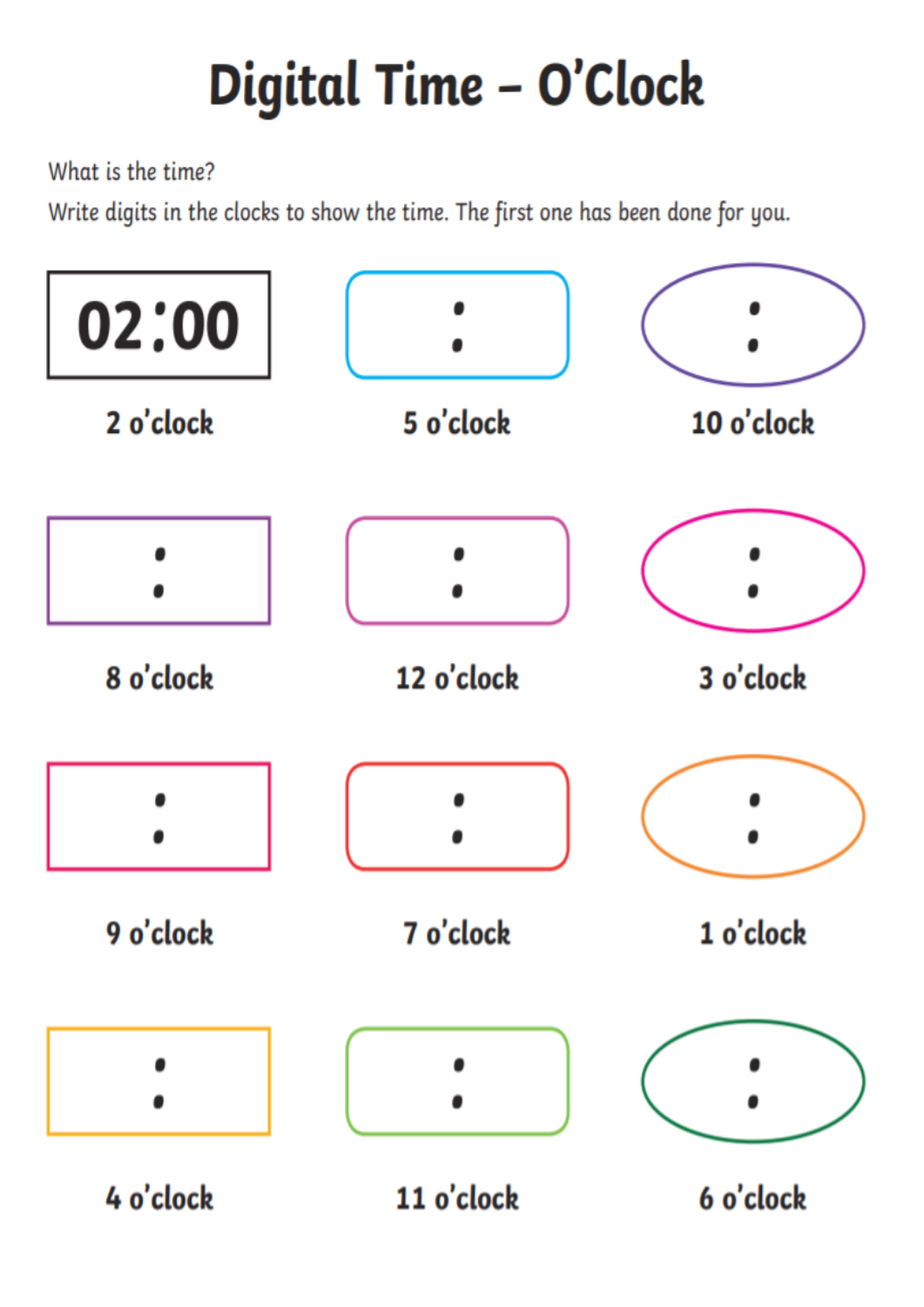# Digital Time – O'Clock

What is the time?

Write digits in the clocks to show the time. The first one has been done for you.

| | | |
|---|---|---|
| 02:00 | : | : |
| 2 o'clock | 5 o'clock | 10 o'clock |
| : | : | : |
| 8 o'clock | 12 o'clock | 3 o'clock |
| : | : | : |
| 9 o'clock | 7 o'clock | 1 o'clock |
| : | : | : |
| 4 o'clock | 11 o'clock | 6 o'clock |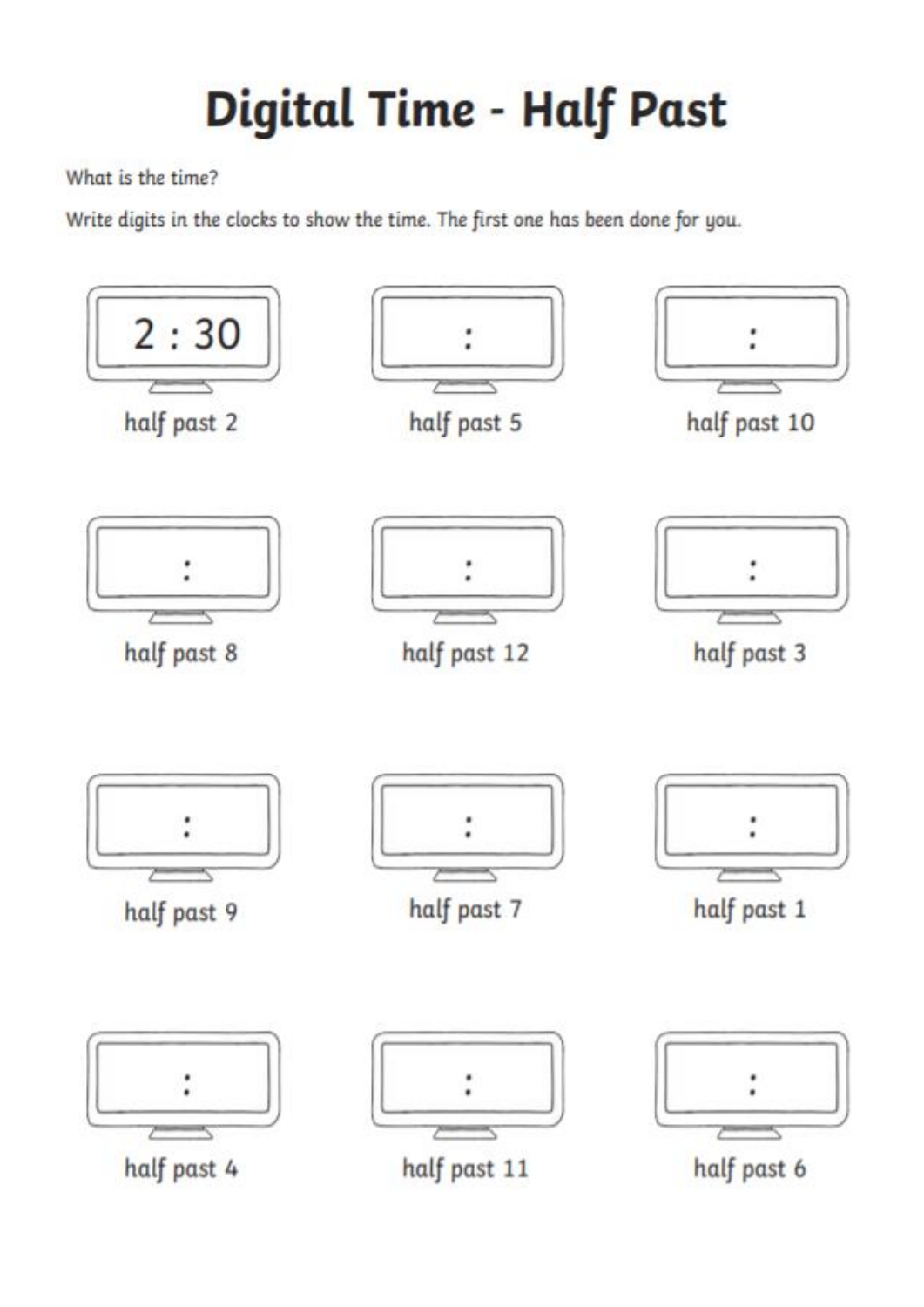# Digital Time - Half Past

What is the time?

Write digits in the clocks to show the time. The first one has been done for you.

| | | |
|---|---|---|
| 2 : 30 | : | : |
| half past 2 | half past 5 | half past 10 |
| : | : | : |
| half past 8 | half past 12 | half past 3 |
| : | : | : |
| half past 9 | half past 7 | half past 1 |
| : | : | : |
| half past 4 | half past 11 | half past 6 |